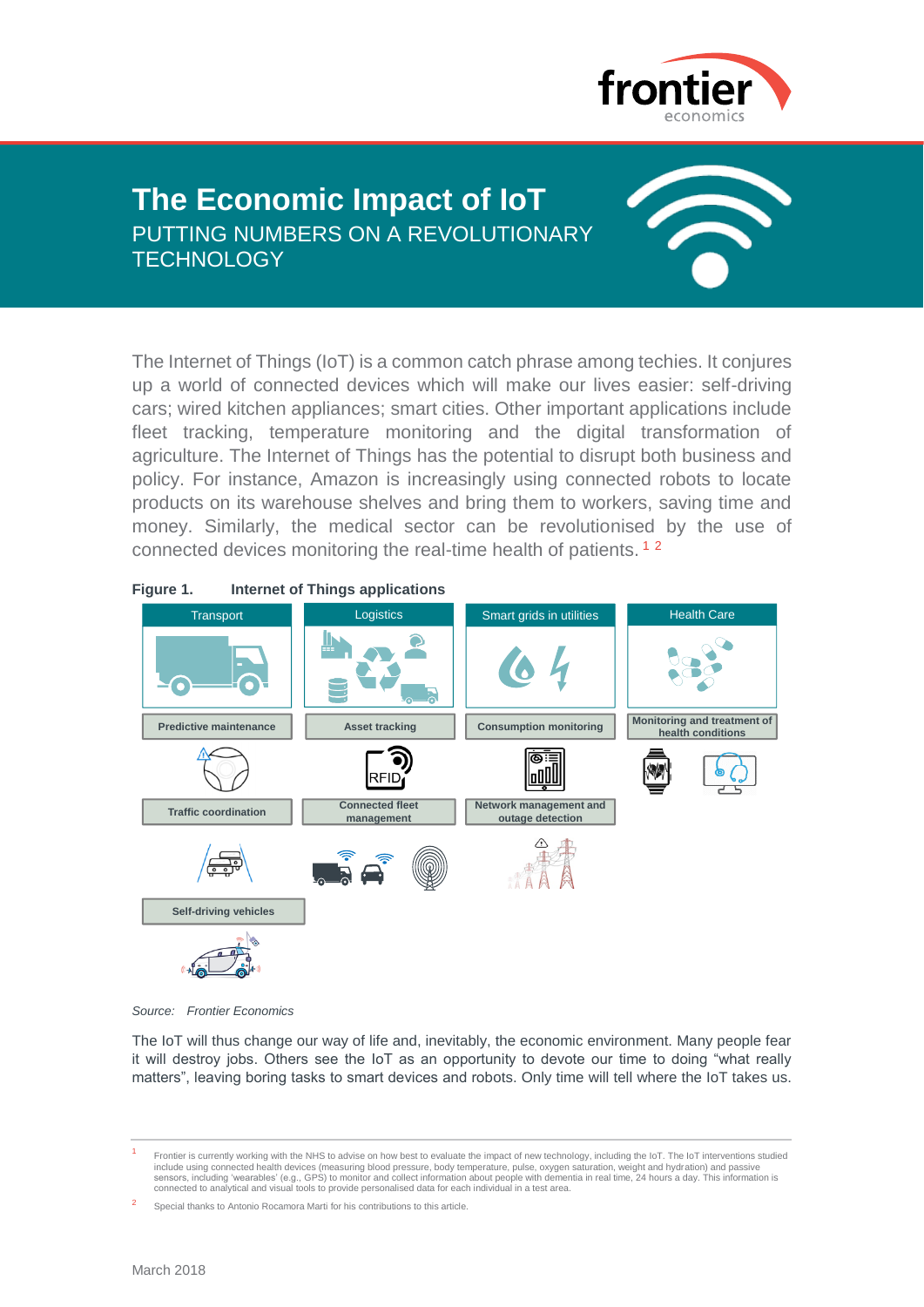# The Economic Impact of IoT

## PUTTING NUMBERS ON A REVOLUTIONARY TECHNOLOGY

The Internet of Things (IoT) is a common catch phrase among techies. It conjures up a world of connected devices which will make our lives easier: self-driving cars; wired kitchen appliances; smart cities. Other important applications include fleet tracking, temperature monitoring and the digital transformation of agriculture. The Internet of Things has the potential to disrupt both business and policy. For instance, Amazon is increasingly using connected robots to locate products on its warehouse shelves and bring them to workers, saving time and money. Similarly, the medical sector can be revolutionised by the use of connected devices monitoring the real-time health of patients. [1] [2]

**Figure 1. Internet of Things applications**

| Transport | Logistics | Smart grids in utilities | Health Care |
|---|---|---|---|
| Predictive maintenance | Asset tracking | Consumption monitoring | Monitoring and treatment of health conditions |
| Traffic coordination | Connected fleet management | Network management and outage detection | |
| Self-driving vehicles | | | |

*Source: Frontier Economics*

The IoT will thus change our way of life and, inevitably, the economic environment. Many people fear it will destroy jobs. Others see the IoT as an opportunity to devote our time to doing "what really matters", leaving boring tasks to smart devices and robots. Only time will tell where the IoT takes us.

---

[1] Frontier is currently working with the NHS to advise on how best to evaluate the impact of new technology, including the IoT. The IoT interventions studied include using connected health devices (measuring blood pressure, body temperature, pulse, oxygen saturation, weight and hydration) and passive sensors, including 'wearables' (e.g., GPS) to monitor and collect information about people with dementia in real time, 24 hours a day. This information is connected to analytical and visual tools to provide personalised data for each individual in a test area.

[2] Special thanks to Antonio Rocamora Marti for his contributions to this article.

March 2018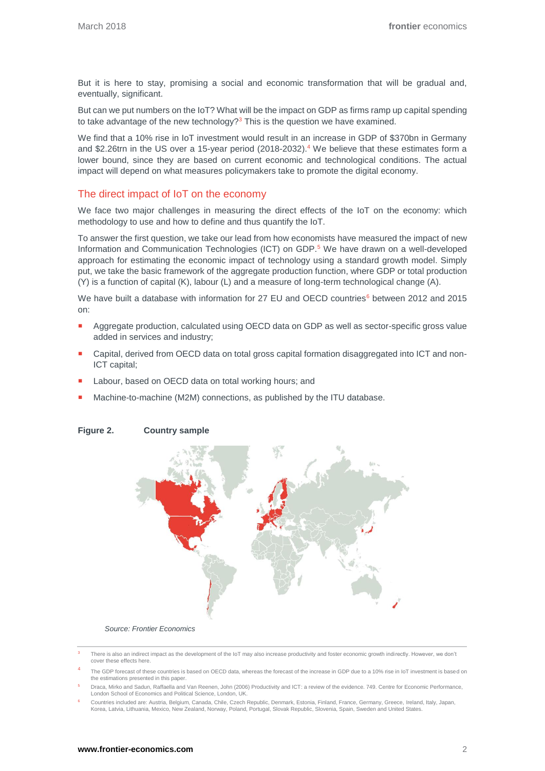But it is here to stay, promising a social and economic transformation that will be gradual and, eventually, significant.

But can we put numbers on the IoT? What will be the impact on GDP as firms ramp up capital spending to take advantage of the new technology?[3] This is the question we have examined.

We find that a 10% rise in IoT investment would result in an increase in GDP of $370bn in Germany and $2.26trn in the US over a 15-year period (2018-2032).[4] We believe that these estimates form a lower bound, since they are based on current economic and technological conditions. The actual impact will depend on what measures policymakers take to promote the digital economy.

## The direct impact of IoT on the economy

We face two major challenges in measuring the direct effects of the IoT on the economy: which methodology to use and how to define and thus quantify the IoT.

To answer the first question, we take our lead from how economists have measured the impact of new Information and Communication Technologies (ICT) on GDP.[5] We have drawn on a well-developed approach for estimating the economic impact of technology using a standard growth model. Simply put, we take the basic framework of the aggregate production function, where GDP or total production (Y) is a function of capital (K), labour (L) and a measure of long-term technological change (A).

We have built a database with information for 27 EU and OECD countries[6] between 2012 and 2015 on:

- Aggregate production, calculated using OECD data on GDP as well as sector-specific gross value added in services and industry;
- Capital, derived from OECD data on total gross capital formation disaggregated into ICT and non-ICT capital;
- Labour, based on OECD data on total working hours; and
- Machine-to-machine (M2M) connections, as published by the ITU database.

**Figure 2. Country sample**

*Source: Frontier Economics*

---

[3] There is also an indirect impact as the development of the IoT may also increase productivity and foster economic growth indirectly. However, we don't cover these effects here.

[4] The GDP forecast of these countries is based on OECD data, whereas the forecast of the increase in GDP due to a 10% rise in IoT investment is based on the estimations presented in this paper.

[5] Draca, Mirko and Sadun, Raffaella and Van Reenen, John (2006) Productivity and ICT: a review of the evidence. 749. Centre for Economic Performance, London School of Economics and Political Science, London, UK.

[6] Countries included are: Austria, Belgium, Canada, Chile, Czech Republic, Denmark, Estonia, Finland, France, Germany, Greece, Ireland, Italy, Japan, Korea, Latvia, Lithuania, Mexico, New Zealand, Norway, Poland, Portugal, Slovak Republic, Slovenia, Spain, Sweden and United States.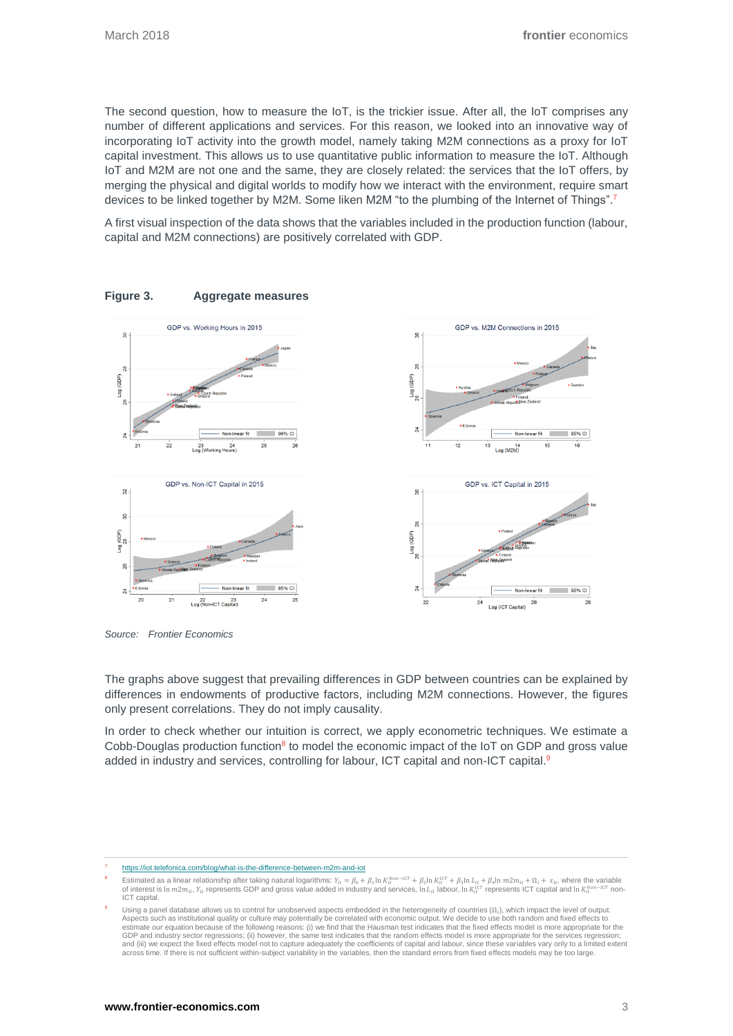The second question, how to measure the IoT, is the trickier issue. After all, the IoT comprises any number of different applications and services. For this reason, we looked into an innovative way of incorporating IoT activity into the growth model, namely taking M2M connections as a proxy for IoT capital investment. This allows us to use quantitative public information to measure the IoT. Although IoT and M2M are not one and the same, they are closely related: the services that the IoT offers, by merging the physical and digital worlds to modify how we interact with the environment, require smart devices to be linked together by M2M. Some liken M2M "to the plumbing of the Internet of Things".[7]

A first visual inspection of the data shows that the variables included in the production function (labour, capital and M2M connections) are positively correlated with GDP.

**Figure 3. Aggregate measures**

*Source: Frontier Economics*

The graphs above suggest that prevailing differences in GDP between countries can be explained by differences in endowments of productive factors, including M2M connections. However, the figures only present correlations. They do not imply causality.

In order to check whether our intuition is correct, we apply econometric techniques. We estimate a Cobb-Douglas production function[8] to model the economic impact of the IoT on GDP and gross value added in industry and services, controlling for labour, ICT capital and non-ICT capital.[9]

---

[7] https://iot.telefonica.com/blog/what-is-the-difference-between-m2m-and-iot

[8] Estimated as a linear relationship after taking natural logarithms: $Y_{it} = \beta_0 + \beta_1 \ln K_{it}^{Non-ICT} + \beta_2 \ln K_{it}^{ICT} + \beta_3 \ln L_{it} + \beta_4 \ln m2m_{it} + \Omega_i + \varepsilon_{it}$, where the variable of interest is $\ln m2m_{it}$, $Y_{it}$ represents GDP and gross value added in industry and services, $\ln L_{it}$ labour, $\ln K_{it}^{ICT}$ represents ICT capital and $\ln K_{it}^{Non-ICT}$ non-ICT capital.

[9] Using a panel database allows us to control for unobserved aspects embedded in the heterogeneity of countries ($\Omega_i$), which impact the level of output. Aspects such as institutional quality or culture may potentially be correlated with economic output. We decide to use both random and fixed effects to estimate our equation because of the following reasons: (i) we find that the Hausman test indicates that the fixed effects model is more appropriate for the GDP and industry sector regressions; (ii) however, the same test indicates that the random effects model is more appropriate for the services regression; and (iii) we expect the fixed effects model not to capture adequately the coefficients of capital and labour, since these variables vary only to a limited extent across time. If there is not sufficient within-subject variability in the variables, then the standard errors from fixed effects models may be too large.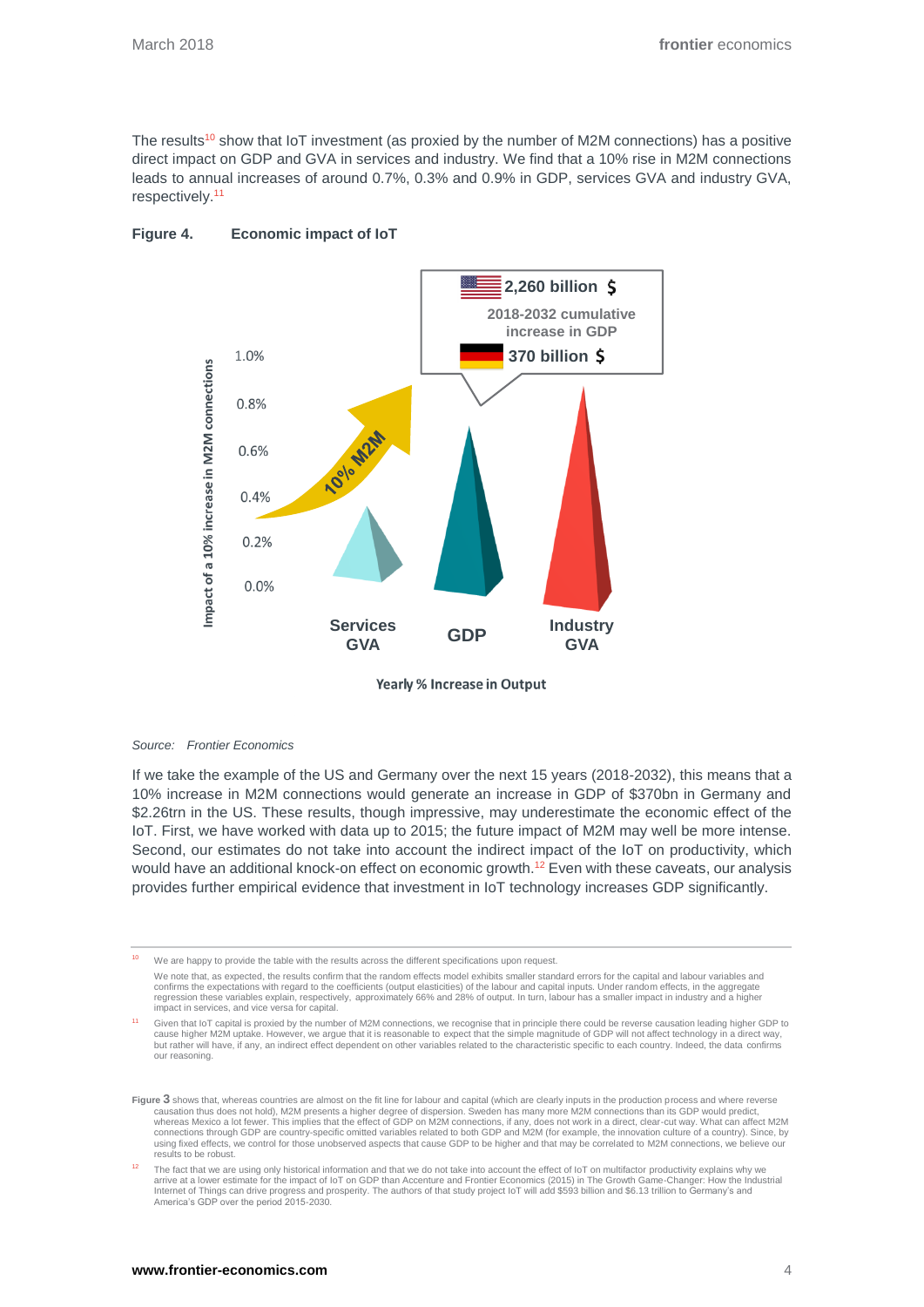The results[10] show that IoT investment (as proxied by the number of M2M connections) has a positive direct impact on GDP and GVA in services and industry. We find that a 10% rise in M2M connections leads to annual increases of around 0.7%, 0.3% and 0.9% in GDP, services GVA and industry GVA, respectively.[11]

**Figure 4. Economic impact of IoT**

2,260 billion $

2018-2032 cumulative increase in GDP

370 billion $

Impact of a 10% increase in M2M connections

1.0%
0.8%
0.6%
0.4%
0.2%
0.0%

10% M2M

Services GVA | GDP | Industry GVA

Yearly % Increase in Output

*Source: Frontier Economics*

If we take the example of the US and Germany over the next 15 years (2018-2032), this means that a 10% increase in M2M connections would generate an increase in GDP of $370bn in Germany and $2.26trn in the US. These results, though impressive, may underestimate the economic effect of the IoT. First, we have worked with data up to 2015; the future impact of M2M may well be more intense. Second, our estimates do not take into account the indirect impact of the IoT on productivity, which would have an additional knock-on effect on economic growth.[12] Even with these caveats, our analysis provides further empirical evidence that investment in IoT technology increases GDP significantly.

---

[10] We are happy to provide the table with the results across the different specifications upon request.

We note that, as expected, the results confirm that the random effects model exhibits smaller standard errors for the capital and labour variables and confirms the expectations with regard to the coefficients (output elasticities) of the labour and capital inputs. Under random effects, in the aggregate regression these variables explain, respectively, approximately 66% and 28% of output. In turn, labour has a smaller impact in industry and a higher impact in services, and vice versa for capital.

[11] Given that IoT capital is proxied by the number of M2M connections, we recognise that in principle there could be reverse causation leading higher GDP to cause higher M2M uptake. However, we argue that it is reasonable to expect that the simple magnitude of GDP will not affect technology in a direct way, but rather will have, if any, an indirect effect dependent on other variables related to the characteristic specific to each country. Indeed, the data confirms our reasoning.

Figure 3 shows that, whereas countries are almost on the fit line for labour and capital (which are clearly inputs in the production process and where reverse causation thus does not hold), M2M presents a higher degree of dispersion. Sweden has many more M2M connections than its GDP would predict, whereas Mexico a lot fewer. This implies that the effect of GDP on M2M connections, if any, does not work in a direct, clear-cut way. What can affect M2M connections through GDP are country-specific omitted variables related to both GDP and M2M (for example, the innovation culture of a country). Since, by using fixed effects, we control for those unobserved aspects that cause GDP to be higher and that may be correlated to M2M connections, we believe our results to be robust.

[12] The fact that we are using only historical information and that we do not take into account the effect of IoT on multifactor productivity explains why we arrive at a lower estimate for the impact of IoT on GDP than Accenture and Frontier Economics (2015) in The Growth Game-Changer: How the Industrial Internet of Things can drive progress and prosperity. The authors of that study project IoT will add $593 billion and $6.13 trillion to Germany's and America's GDP over the period 2015-2030.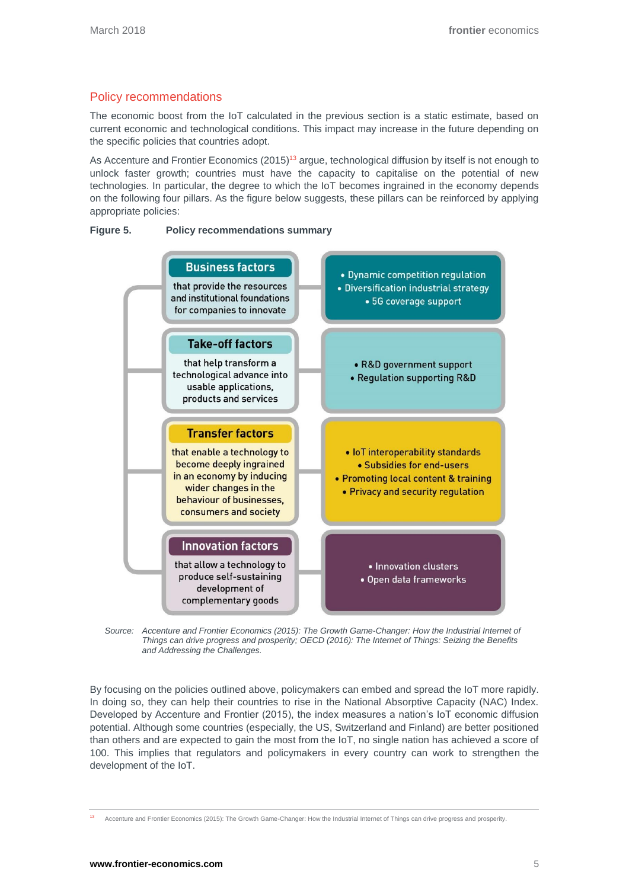## Policy recommendations

The economic boost from the IoT calculated in the previous section is a static estimate, based on current economic and technological conditions. This impact may increase in the future depending on the specific policies that countries adopt.

As Accenture and Frontier Economics (2015)[13] argue, technological diffusion by itself is not enough to unlock faster growth; countries must have the capacity to capitalise on the potential of new technologies. In particular, the degree to which the IoT becomes ingrained in the economy depends on the following four pillars. As the figure below suggests, these pillars can be reinforced by applying appropriate policies:

**Figure 5. Policy recommendations summary**

| Pillar | Policy recommendations |
| --- | --- |
| **Business factors** that provide the resources and institutional foundations for companies to innovate | • Dynamic competition regulation<br>• Diversification industrial strategy<br>• 5G coverage support |
| **Take-off factors** that help transform a technological advance into usable applications, products and services | • R&D government support<br>• Regulation supporting R&D |
| **Transfer factors** that enable a technology to become deeply ingrained in an economy by inducing wider changes in the behaviour of businesses, consumers and society | • IoT interoperability standards<br>• Subsidies for end-users<br>• Promoting local content & training<br>• Privacy and security regulation |
| **Innovation factors** that allow a technology to produce self-sustaining development of complementary goods | • Innovation clusters<br>• Open data frameworks |

Source: *Accenture and Frontier Economics (2015): The Growth Game-Changer: How the Industrial Internet of Things can drive progress and prosperity; OECD (2016): The Internet of Things: Seizing the Benefits and Addressing the Challenges.*

By focusing on the policies outlined above, policymakers can embed and spread the IoT more rapidly. In doing so, they can help their countries to rise in the National Absorptive Capacity (NAC) Index. Developed by Accenture and Frontier (2015), the index measures a nation's IoT economic diffusion potential. Although some countries (especially, the US, Switzerland and Finland) are better positioned than others and are expected to gain the most from the IoT, no single nation has achieved a score of 100. This implies that regulators and policymakers in every country can work to strengthen the development of the IoT.

[13] Accenture and Frontier Economics (2015): The Growth Game-Changer: How the Industrial Internet of Things can drive progress and prosperity.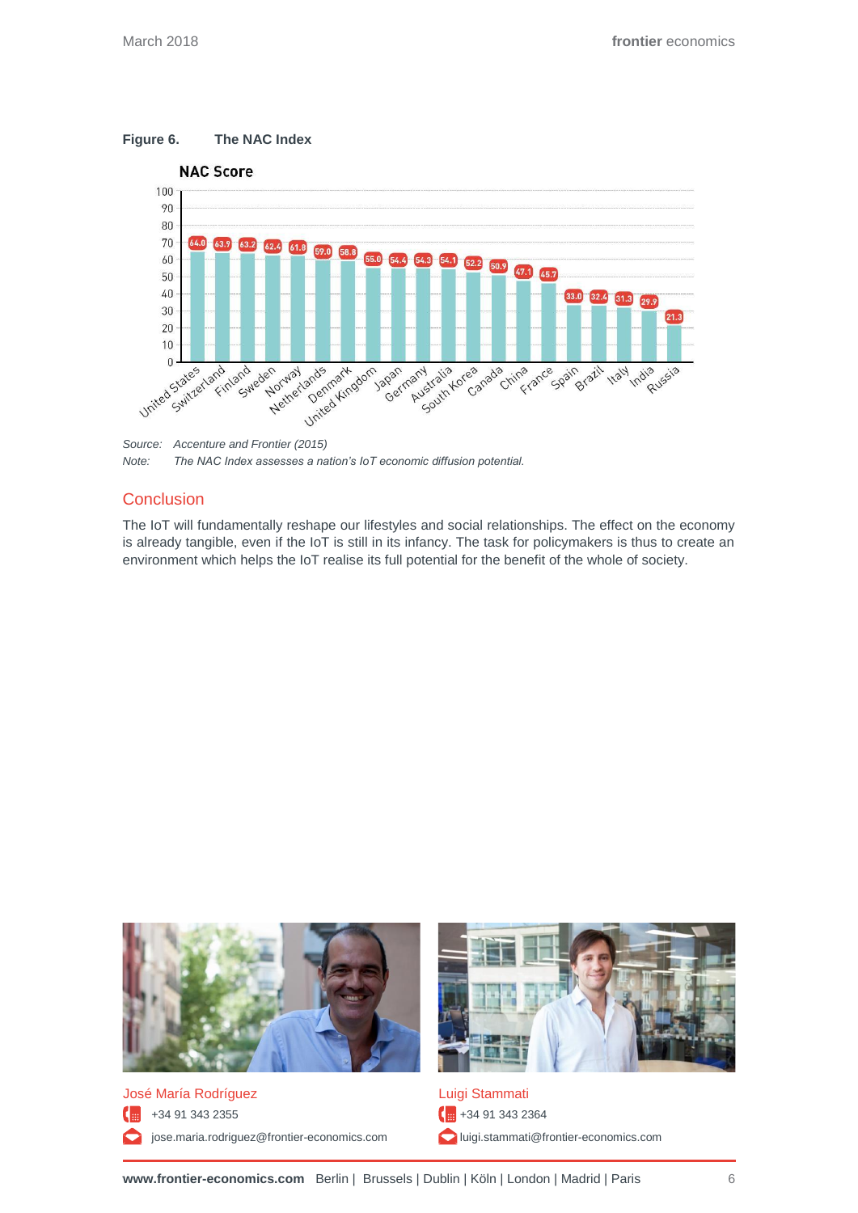**Figure 6. The NAC Index**

NAC Score

100
90
80
70
60
50
40
30
20
10
0

64.0 63.9 63.2 62.4 61.8 59.0 58.8 55.0 54.4 54.3 54.1 52.2 50.9 47.1 45.7 33.0 32.4 31.3 29.9 21.3

United States, Switzerland, Finland, Sweden, Norway, Netherlands, Denmark, United Kingdom, Japan, Germany, Australia, South Korea, Canada, China, France, Spain, Brazil, Italy, India, Russia

Source: *Accenture and Frontier (2015)*

Note: *The NAC Index assesses a nation's IoT economic diffusion potential.*

## Conclusion

The IoT will fundamentally reshape our lifestyles and social relationships. The effect on the economy is already tangible, even if the IoT is still in its infancy. The task for policymakers is thus to create an environment which helps the IoT realise its full potential for the benefit of the whole of society.

José María Rodríguez
+34 91 343 2355
jose.maria.rodriguez@frontier-economics.com

Luigi Stammati
+34 91 343 2364
luigi.stammati@frontier-economics.com

**www.frontier-economics.com** Berlin | Brussels | Dublin | Köln | London | Madrid | Paris